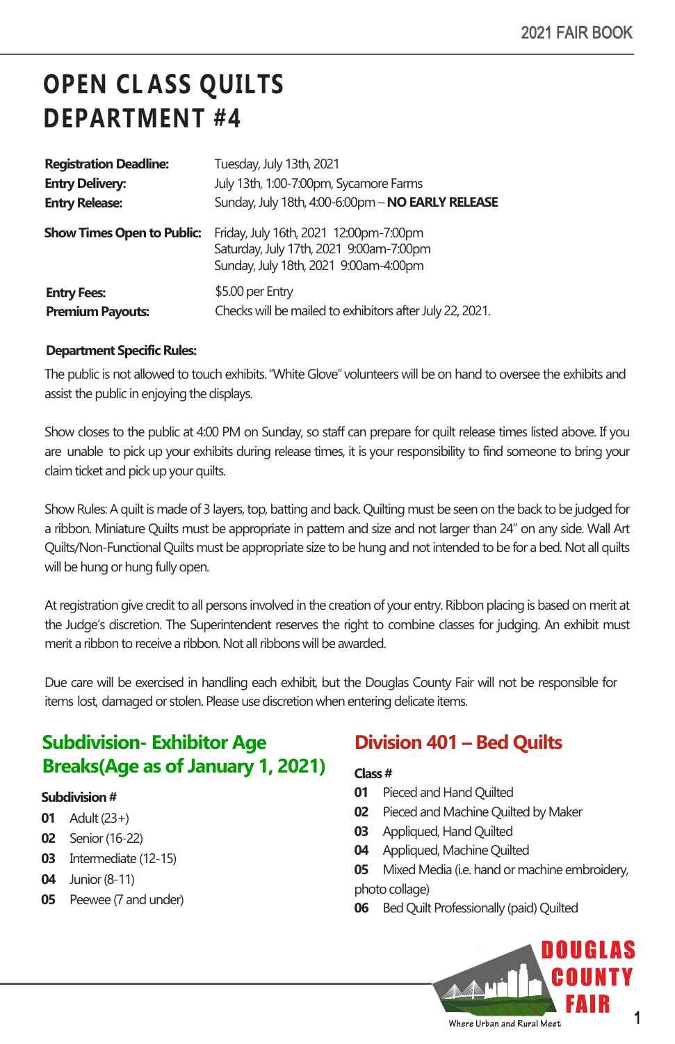# OPEN CLASS QUILTS DEPARTMENT #4

**Registration Deadline:** Tuesday, July 13th, 2021
**Entry Delivery:** July 13th, 1:00-7:00pm, Sycamore Farms
**Entry Release:** Sunday, July 18th, 4:00-6:00pm – **NO EARLY RELEASE**

**Show Times Open to Public:** Friday, July 16th, 2021 12:00pm-7:00pm
Saturday, July 17th, 2021 9:00am-7:00pm
Sunday, July 18th, 2021 9:00am-4:00pm

**Entry Fees:** $5.00 per Entry
**Premium Payouts:** Checks will be mailed to exhibitors after July 22, 2021.

**Department Specific Rules:**

The public is not allowed to touch exhibits. "White Glove" volunteers will be on hand to oversee the exhibits and assist the public in enjoying the displays.

Show closes to the public at 4:00 PM on Sunday, so staff can prepare for quilt release times listed above. If you are unable to pick up your exhibits during release times, it is your responsibility to find someone to bring your claim ticket and pick up your quilts.

Show Rules: A quilt is made of 3 layers, top, batting and back. Quilting must be seen on the back to be judged for a ribbon. Miniature Quilts must be appropriate in pattern and size and not larger than 24" on any side. Wall Art Quilts/Non-Functional Quilts must be appropriate size to be hung and not intended to be for a bed. Not all quilts will be hung or hung fully open.

At registration give credit to all persons involved in the creation of your entry. Ribbon placing is based on merit at the Judge's discretion. The Superintendent reserves the right to combine classes for judging. An exhibit must merit a ribbon to receive a ribbon. Not all ribbons will be awarded.

Due care will be exercised in handling each exhibit, but the Douglas County Fair will not be responsible for items lost, damaged or stolen. Please use discretion when entering delicate items.

## Subdivision- Exhibitor Age Breaks(Age as of January 1, 2021)

**Subdivision #**

**01** Adult (23+)
**02** Senior (16-22)
**03** Intermediate (12-15)
**04** Junior (8-11)
**05** Peewee (7 and under)

## Division 401 – Bed Quilts

**Class #**

**01** Pieced and Hand Quilted
**02** Pieced and Machine Quilted by Maker
**03** Appliqued, Hand Quilted
**04** Appliqued, Machine Quilted
**05** Mixed Media (i.e. hand or machine embroidery, photo collage)
**06** Bed Quilt Professionally (paid) Quilted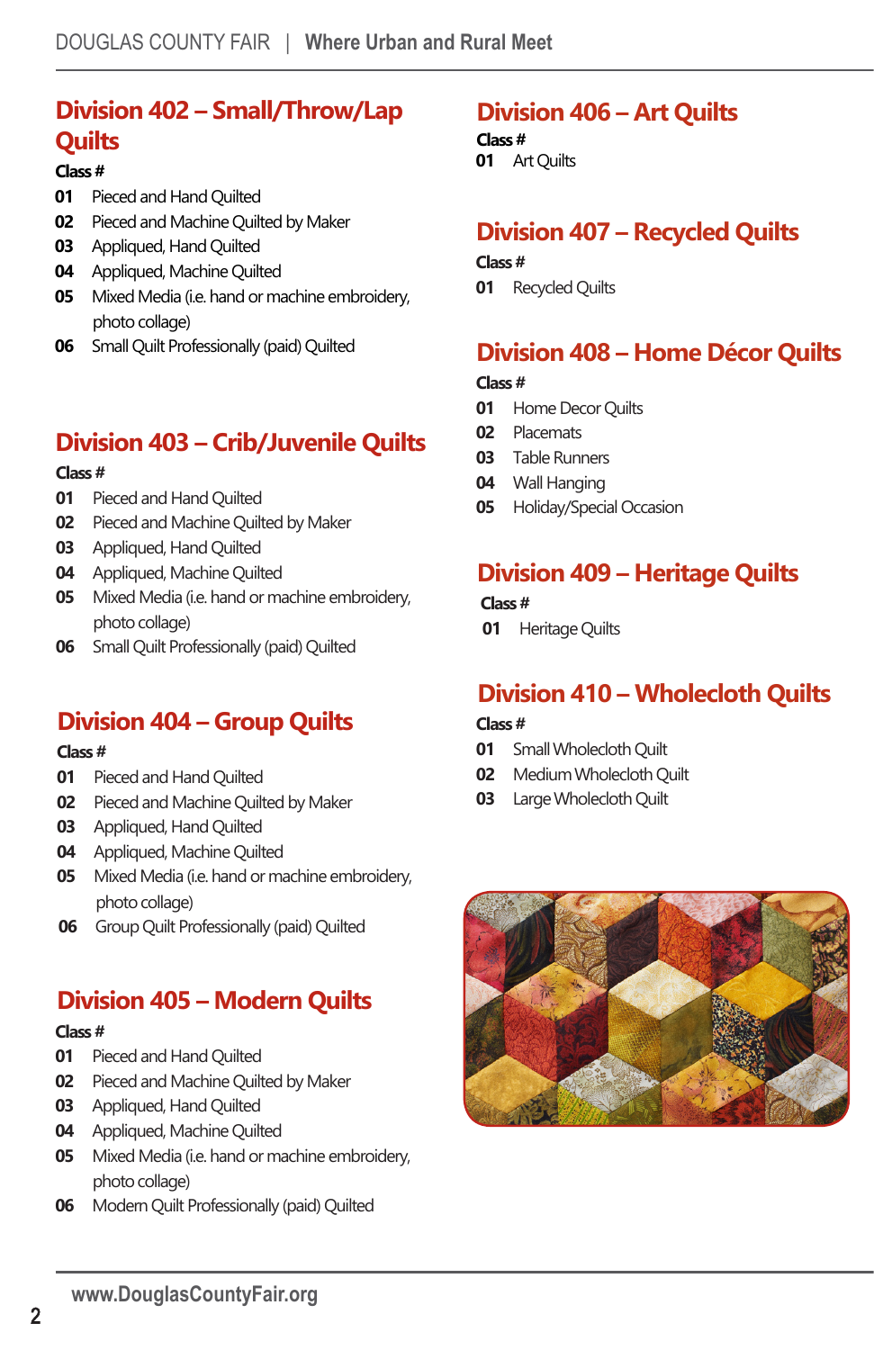## Division 402 – Small/Throw/Lap Quilts

**Class #**

**01** Pieced and Hand Quilted
**02** Pieced and Machine Quilted by Maker
**03** Appliqued, Hand Quilted
**04** Appliqued, Machine Quilted
**05** Mixed Media (i.e. hand or machine embroidery, photo collage)
**06** Small Quilt Professionally (paid) Quilted

## Division 403 – Crib/Juvenile Quilts

**Class #**

**01** Pieced and Hand Quilted
**02** Pieced and Machine Quilted by Maker
**03** Appliqued, Hand Quilted
**04** Appliqued, Machine Quilted
**05** Mixed Media (i.e. hand or machine embroidery, photo collage)
**06** Small Quilt Professionally (paid) Quilted

## Division 404 – Group Quilts

**Class #**

**01** Pieced and Hand Quilted
**02** Pieced and Machine Quilted by Maker
**03** Appliqued, Hand Quilted
**04** Appliqued, Machine Quilted
**05** Mixed Media (i.e. hand or machine embroidery, photo collage)
**06** Group Quilt Professionally (paid) Quilted

## Division 405 – Modern Quilts

**Class #**

**01** Pieced and Hand Quilted
**02** Pieced and Machine Quilted by Maker
**03** Appliqued, Hand Quilted
**04** Appliqued, Machine Quilted
**05** Mixed Media (i.e. hand or machine embroidery, photo collage)
**06** Modern Quilt Professionally (paid) Quilted

## Division 406 – Art Quilts

**Class #**

**01** Art Quilts

## Division 407 – Recycled Quilts

**Class #**

**01** Recycled Quilts

## Division 408 – Home Décor Quilts

**Class #**

**01** Home Decor Quilts
**02** Placemats
**03** Table Runners
**04** Wall Hanging
**05** Holiday/Special Occasion

## Division 409 – Heritage Quilts

**Class #**

**01** Heritage Quilts

## Division 410 – Wholecloth Quilts

**Class #**

**01** Small Wholecloth Quilt
**02** Medium Wholecloth Quilt
**03** Large Wholecloth Quilt